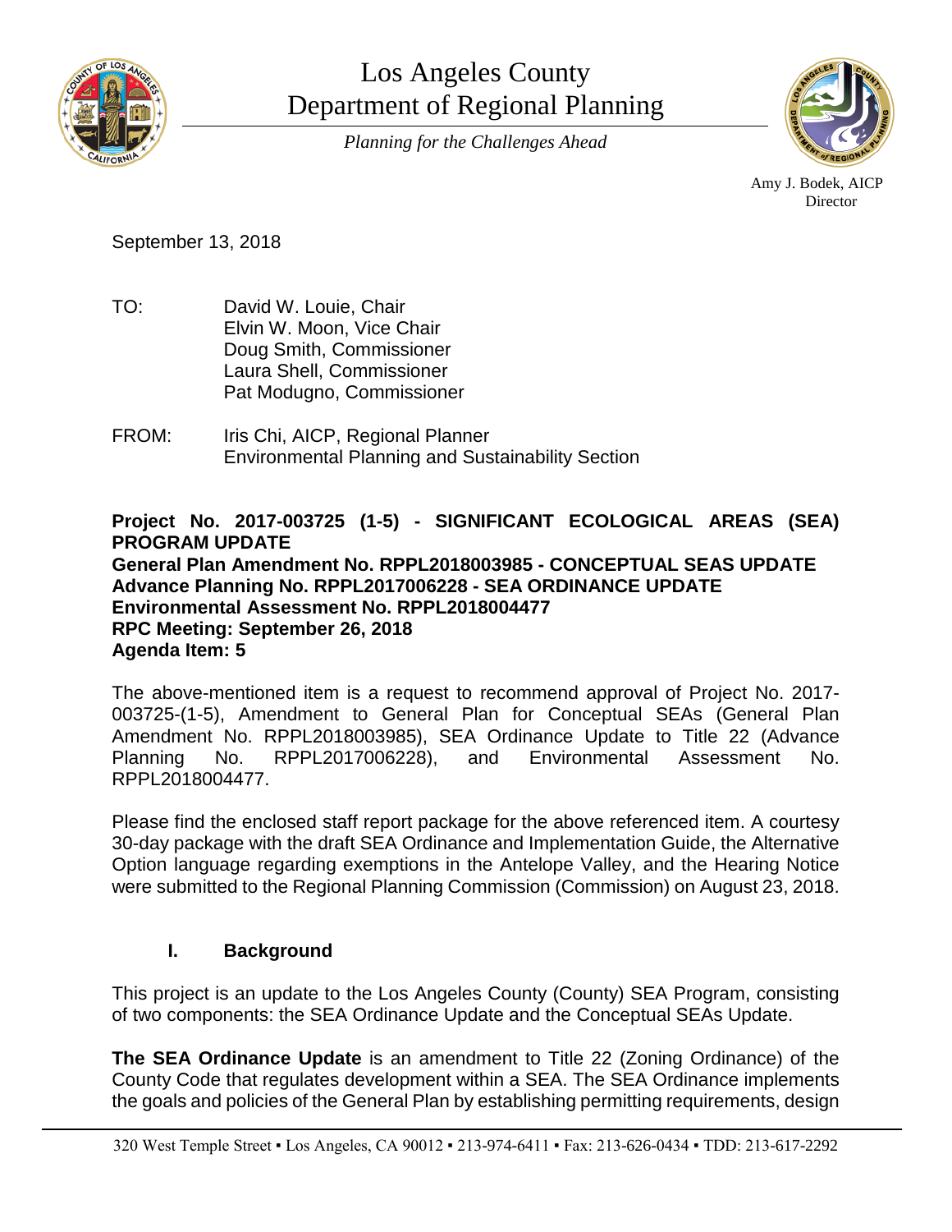# Los Angeles County Department of Regional Planning

*Planning for the Challenges Ahead*

Amy J. Bodek, AICP
Director

September 13, 2018

TO: David W. Louie, Chair
Elvin W. Moon, Vice Chair
Doug Smith, Commissioner
Laura Shell, Commissioner
Pat Modugno, Commissioner

FROM: Iris Chi, AICP, Regional Planner
Environmental Planning and Sustainability Section

**Project No. 2017-003725 (1-5) - SIGNIFICANT ECOLOGICAL AREAS (SEA) PROGRAM UPDATE**
**General Plan Amendment No. RPPL2018003985 - CONCEPTUAL SEAS UPDATE**
**Advance Planning No. RPPL2017006228 - SEA ORDINANCE UPDATE**
**Environmental Assessment No. RPPL2018004477**
**RPC Meeting: September 26, 2018**
**Agenda Item: 5**

The above-mentioned item is a request to recommend approval of Project No. 2017-003725-(1-5), Amendment to General Plan for Conceptual SEAs (General Plan Amendment No. RPPL2018003985), SEA Ordinance Update to Title 22 (Advance Planning No. RPPL2017006228), and Environmental Assessment No. RPPL2018004477.

Please find the enclosed staff report package for the above referenced item. A courtesy 30-day package with the draft SEA Ordinance and Implementation Guide, the Alternative Option language regarding exemptions in the Antelope Valley, and the Hearing Notice were submitted to the Regional Planning Commission (Commission) on August 23, 2018.

## I. Background

This project is an update to the Los Angeles County (County) SEA Program, consisting of two components: the SEA Ordinance Update and the Conceptual SEAs Update.

**The SEA Ordinance Update** is an amendment to Title 22 (Zoning Ordinance) of the County Code that regulates development within a SEA. The SEA Ordinance implements the goals and policies of the General Plan by establishing permitting requirements, design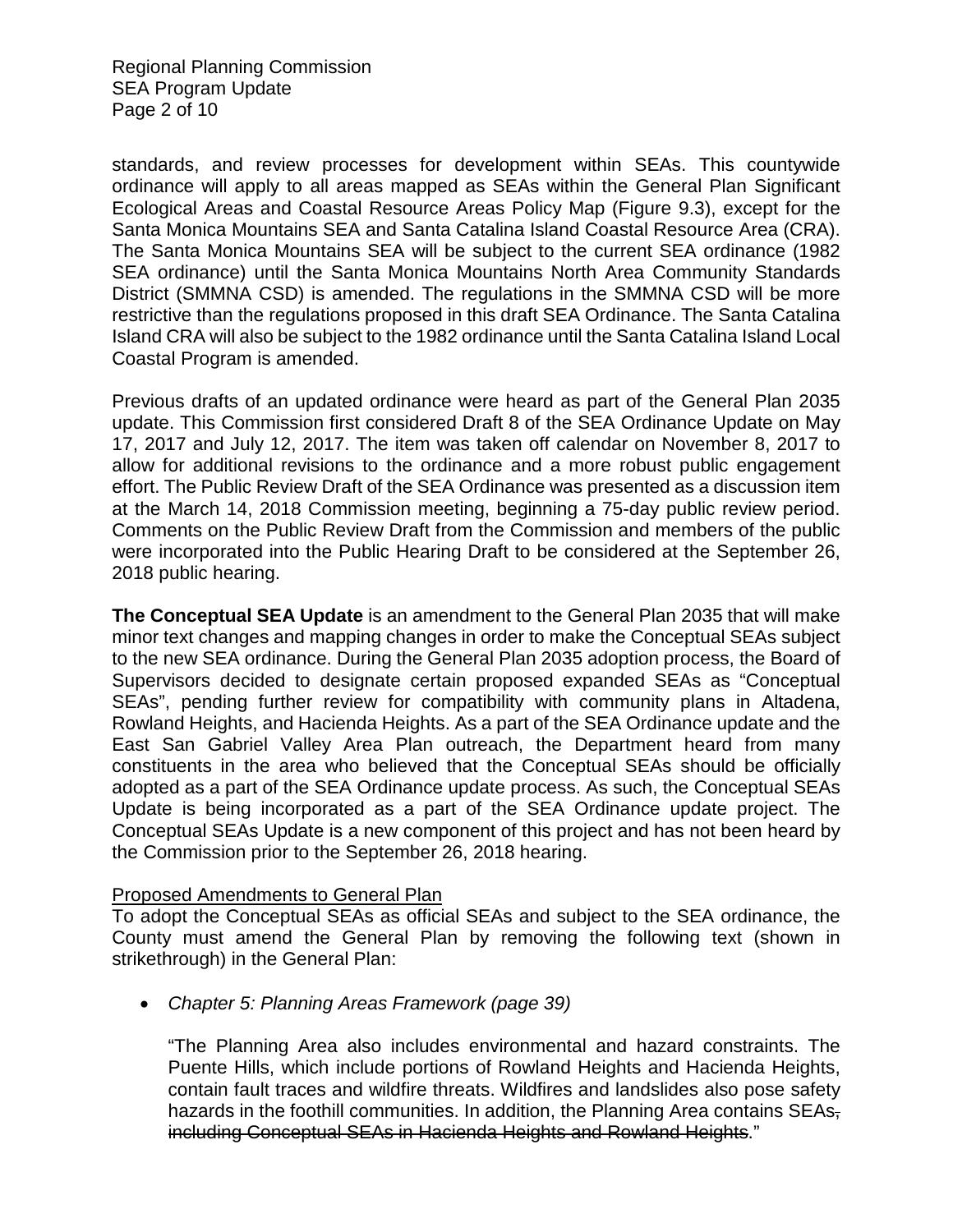standards, and review processes for development within SEAs. This countywide ordinance will apply to all areas mapped as SEAs within the General Plan Significant Ecological Areas and Coastal Resource Areas Policy Map (Figure 9.3), except for the Santa Monica Mountains SEA and Santa Catalina Island Coastal Resource Area (CRA). The Santa Monica Mountains SEA will be subject to the current SEA ordinance (1982 SEA ordinance) until the Santa Monica Mountains North Area Community Standards District (SMMNA CSD) is amended. The regulations in the SMMNA CSD will be more restrictive than the regulations proposed in this draft SEA Ordinance. The Santa Catalina Island CRA will also be subject to the 1982 ordinance until the Santa Catalina Island Local Coastal Program is amended.

Previous drafts of an updated ordinance were heard as part of the General Plan 2035 update. This Commission first considered Draft 8 of the SEA Ordinance Update on May 17, 2017 and July 12, 2017. The item was taken off calendar on November 8, 2017 to allow for additional revisions to the ordinance and a more robust public engagement effort. The Public Review Draft of the SEA Ordinance was presented as a discussion item at the March 14, 2018 Commission meeting, beginning a 75-day public review period. Comments on the Public Review Draft from the Commission and members of the public were incorporated into the Public Hearing Draft to be considered at the September 26, 2018 public hearing.

**The Conceptual SEA Update** is an amendment to the General Plan 2035 that will make minor text changes and mapping changes in order to make the Conceptual SEAs subject to the new SEA ordinance. During the General Plan 2035 adoption process, the Board of Supervisors decided to designate certain proposed expanded SEAs as "Conceptual SEAs", pending further review for compatibility with community plans in Altadena, Rowland Heights, and Hacienda Heights. As a part of the SEA Ordinance update and the East San Gabriel Valley Area Plan outreach, the Department heard from many constituents in the area who believed that the Conceptual SEAs should be officially adopted as a part of the SEA Ordinance update process. As such, the Conceptual SEAs Update is being incorporated as a part of the SEA Ordinance update project. The Conceptual SEAs Update is a new component of this project and has not been heard by the Commission prior to the September 26, 2018 hearing.

<u>Proposed Amendments to General Plan</u>

To adopt the Conceptual SEAs as official SEAs and subject to the SEA ordinance, the County must amend the General Plan by removing the following text (shown in strikethrough) in the General Plan:

- *Chapter 5: Planning Areas Framework (page 39)*

  "The Planning Area also includes environmental and hazard constraints. The Puente Hills, which include portions of Rowland Heights and Hacienda Heights, contain fault traces and wildfire threats. Wildfires and landslides also pose safety hazards in the foothill communities. In addition, the Planning Area contains SEAs~~, including Conceptual SEAs in Hacienda Heights and Rowland Heights~~."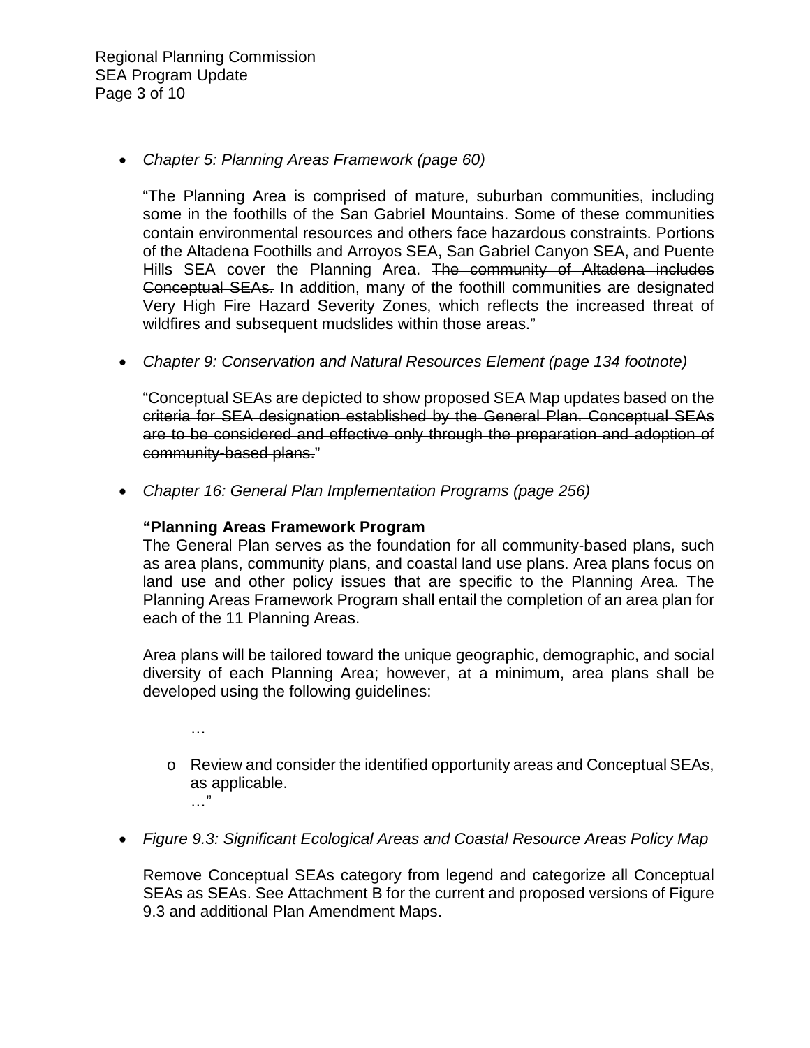- *Chapter 5: Planning Areas Framework (page 60)*

  "The Planning Area is comprised of mature, suburban communities, including some in the foothills of the San Gabriel Mountains. Some of these communities contain environmental resources and others face hazardous constraints. Portions of the Altadena Foothills and Arroyos SEA, San Gabriel Canyon SEA, and Puente Hills SEA cover the Planning Area. ~~The community of Altadena includes Conceptual SEAs.~~ In addition, many of the foothill communities are designated Very High Fire Hazard Severity Zones, which reflects the increased threat of wildfires and subsequent mudslides within those areas."

- *Chapter 9: Conservation and Natural Resources Element (page 134 footnote)*

  "~~Conceptual SEAs are depicted to show proposed SEA Map updates based on the criteria for SEA designation established by the General Plan. Conceptual SEAs are to be considered and effective only through the preparation and adoption of community-based plans.~~"

- *Chapter 16: General Plan Implementation Programs (page 256)*

  **"Planning Areas Framework Program**
  The General Plan serves as the foundation for all community-based plans, such as area plans, community plans, and coastal land use plans. Area plans focus on land use and other policy issues that are specific to the Planning Area. The Planning Areas Framework Program shall entail the completion of an area plan for each of the 11 Planning Areas.

  Area plans will be tailored toward the unique geographic, demographic, and social diversity of each Planning Area; however, at a minimum, area plans shall be developed using the following guidelines:

  …

  - Review and consider the identified opportunity areas ~~and Conceptual SEAs~~, as applicable.

  …"

- *Figure 9.3: Significant Ecological Areas and Coastal Resource Areas Policy Map*

  Remove Conceptual SEAs category from legend and categorize all Conceptual SEAs as SEAs. See Attachment B for the current and proposed versions of Figure 9.3 and additional Plan Amendment Maps.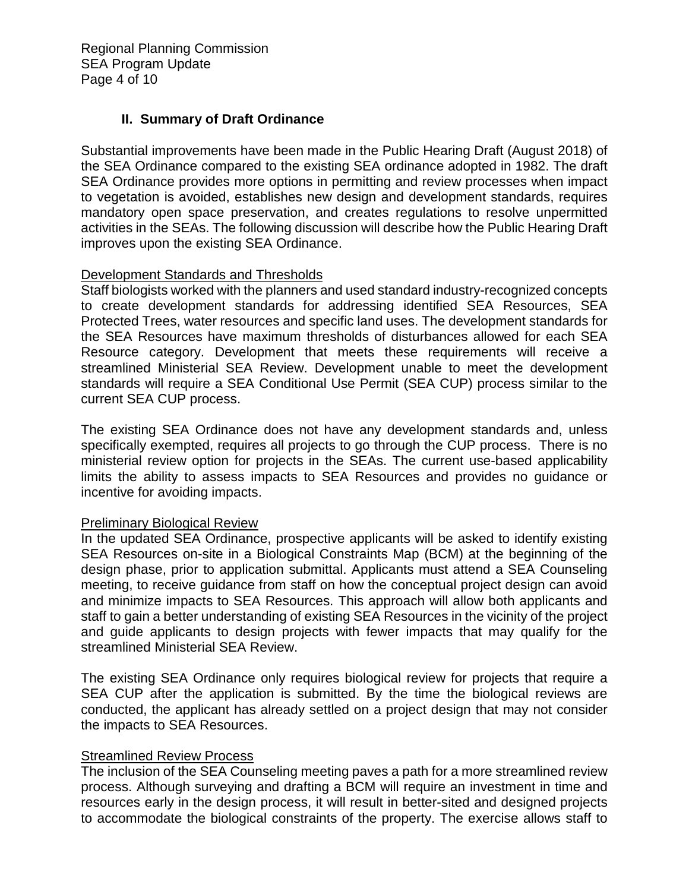## II. Summary of Draft Ordinance

Substantial improvements have been made in the Public Hearing Draft (August 2018) of the SEA Ordinance compared to the existing SEA ordinance adopted in 1982. The draft SEA Ordinance provides more options in permitting and review processes when impact to vegetation is avoided, establishes new design and development standards, requires mandatory open space preservation, and creates regulations to resolve unpermitted activities in the SEAs. The following discussion will describe how the Public Hearing Draft improves upon the existing SEA Ordinance.

### Development Standards and Thresholds

Staff biologists worked with the planners and used standard industry-recognized concepts to create development standards for addressing identified SEA Resources, SEA Protected Trees, water resources and specific land uses. The development standards for the SEA Resources have maximum thresholds of disturbances allowed for each SEA Resource category. Development that meets these requirements will receive a streamlined Ministerial SEA Review. Development unable to meet the development standards will require a SEA Conditional Use Permit (SEA CUP) process similar to the current SEA CUP process.

The existing SEA Ordinance does not have any development standards and, unless specifically exempted, requires all projects to go through the CUP process. There is no ministerial review option for projects in the SEAs. The current use-based applicability limits the ability to assess impacts to SEA Resources and provides no guidance or incentive for avoiding impacts.

### Preliminary Biological Review

In the updated SEA Ordinance, prospective applicants will be asked to identify existing SEA Resources on-site in a Biological Constraints Map (BCM) at the beginning of the design phase, prior to application submittal. Applicants must attend a SEA Counseling meeting, to receive guidance from staff on how the conceptual project design can avoid and minimize impacts to SEA Resources. This approach will allow both applicants and staff to gain a better understanding of existing SEA Resources in the vicinity of the project and guide applicants to design projects with fewer impacts that may qualify for the streamlined Ministerial SEA Review.

The existing SEA Ordinance only requires biological review for projects that require a SEA CUP after the application is submitted. By the time the biological reviews are conducted, the applicant has already settled on a project design that may not consider the impacts to SEA Resources.

### Streamlined Review Process

The inclusion of the SEA Counseling meeting paves a path for a more streamlined review process. Although surveying and drafting a BCM will require an investment in time and resources early in the design process, it will result in better-sited and designed projects to accommodate the biological constraints of the property. The exercise allows staff to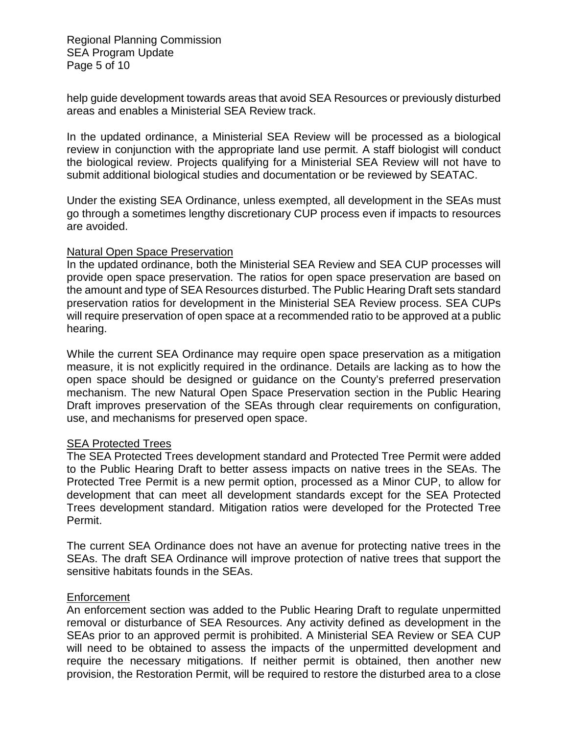help guide development towards areas that avoid SEA Resources or previously disturbed areas and enables a Ministerial SEA Review track.

In the updated ordinance, a Ministerial SEA Review will be processed as a biological review in conjunction with the appropriate land use permit. A staff biologist will conduct the biological review. Projects qualifying for a Ministerial SEA Review will not have to submit additional biological studies and documentation or be reviewed by SEATAC.

Under the existing SEA Ordinance, unless exempted, all development in the SEAs must go through a sometimes lengthy discretionary CUP process even if impacts to resources are avoided.

<u>Natural Open Space Preservation</u>

In the updated ordinance, both the Ministerial SEA Review and SEA CUP processes will provide open space preservation. The ratios for open space preservation are based on the amount and type of SEA Resources disturbed. The Public Hearing Draft sets standard preservation ratios for development in the Ministerial SEA Review process. SEA CUPs will require preservation of open space at a recommended ratio to be approved at a public hearing.

While the current SEA Ordinance may require open space preservation as a mitigation measure, it is not explicitly required in the ordinance. Details are lacking as to how the open space should be designed or guidance on the County's preferred preservation mechanism. The new Natural Open Space Preservation section in the Public Hearing Draft improves preservation of the SEAs through clear requirements on configuration, use, and mechanisms for preserved open space.

<u>SEA Protected Trees</u>

The SEA Protected Trees development standard and Protected Tree Permit were added to the Public Hearing Draft to better assess impacts on native trees in the SEAs. The Protected Tree Permit is a new permit option, processed as a Minor CUP, to allow for development that can meet all development standards except for the SEA Protected Trees development standard. Mitigation ratios were developed for the Protected Tree Permit.

The current SEA Ordinance does not have an avenue for protecting native trees in the SEAs. The draft SEA Ordinance will improve protection of native trees that support the sensitive habitats founds in the SEAs.

<u>Enforcement</u>

An enforcement section was added to the Public Hearing Draft to regulate unpermitted removal or disturbance of SEA Resources. Any activity defined as development in the SEAs prior to an approved permit is prohibited. A Ministerial SEA Review or SEA CUP will need to be obtained to assess the impacts of the unpermitted development and require the necessary mitigations. If neither permit is obtained, then another new provision, the Restoration Permit, will be required to restore the disturbed area to a close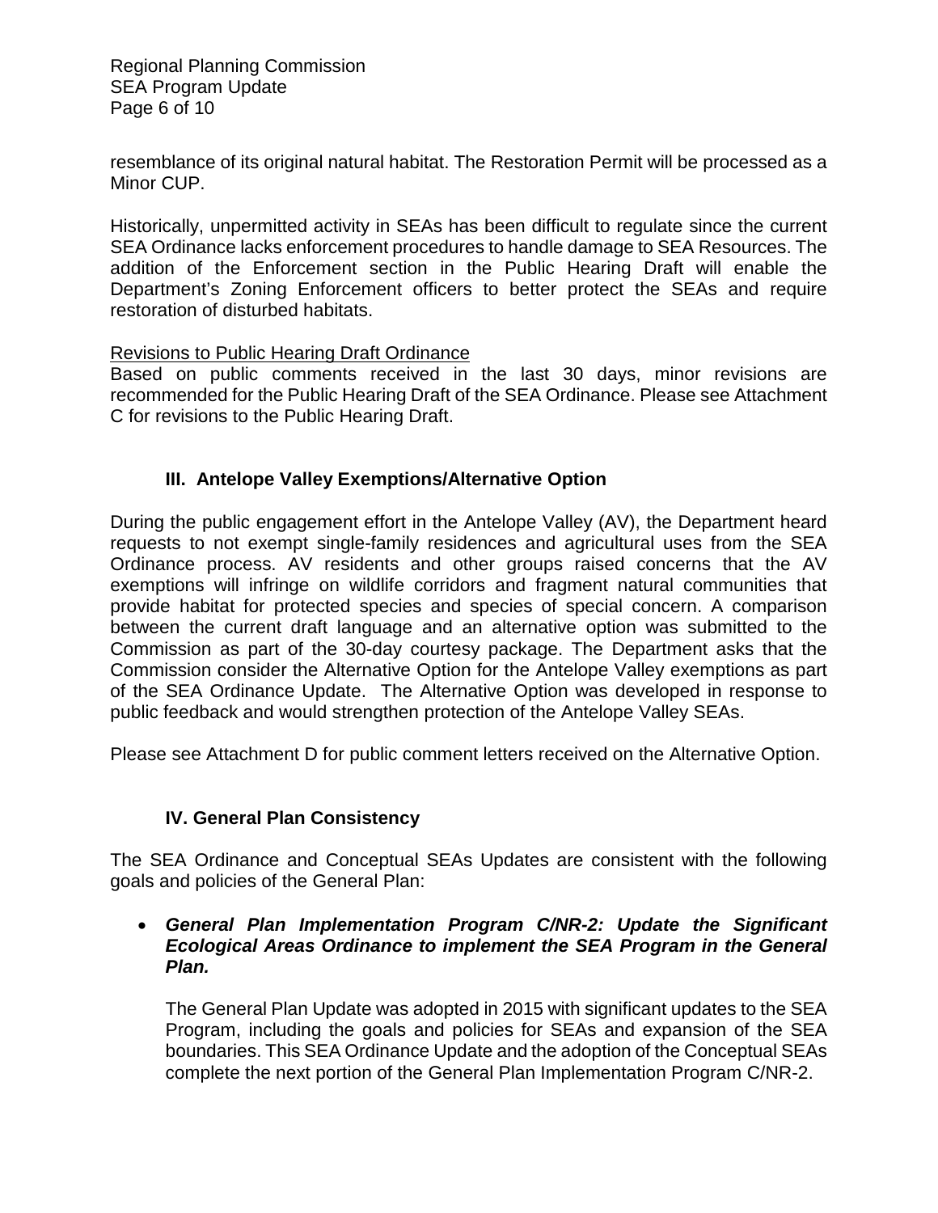resemblance of its original natural habitat. The Restoration Permit will be processed as a Minor CUP.

Historically, unpermitted activity in SEAs has been difficult to regulate since the current SEA Ordinance lacks enforcement procedures to handle damage to SEA Resources. The addition of the Enforcement section in the Public Hearing Draft will enable the Department's Zoning Enforcement officers to better protect the SEAs and require restoration of disturbed habitats.

<u>Revisions to Public Hearing Draft Ordinance</u>

Based on public comments received in the last 30 days, minor revisions are recommended for the Public Hearing Draft of the SEA Ordinance. Please see Attachment C for revisions to the Public Hearing Draft.

### III. Antelope Valley Exemptions/Alternative Option

During the public engagement effort in the Antelope Valley (AV), the Department heard requests to not exempt single-family residences and agricultural uses from the SEA Ordinance process. AV residents and other groups raised concerns that the AV exemptions will infringe on wildlife corridors and fragment natural communities that provide habitat for protected species and species of special concern. A comparison between the current draft language and an alternative option was submitted to the Commission as part of the 30-day courtesy package. The Department asks that the Commission consider the Alternative Option for the Antelope Valley exemptions as part of the SEA Ordinance Update. The Alternative Option was developed in response to public feedback and would strengthen protection of the Antelope Valley SEAs.

Please see Attachment D for public comment letters received on the Alternative Option.

### IV. General Plan Consistency

The SEA Ordinance and Conceptual SEAs Updates are consistent with the following goals and policies of the General Plan:

- ***General Plan Implementation Program C/NR-2: Update the Significant Ecological Areas Ordinance to implement the SEA Program in the General Plan.***

  The General Plan Update was adopted in 2015 with significant updates to the SEA Program, including the goals and policies for SEAs and expansion of the SEA boundaries. This SEA Ordinance Update and the adoption of the Conceptual SEAs complete the next portion of the General Plan Implementation Program C/NR-2.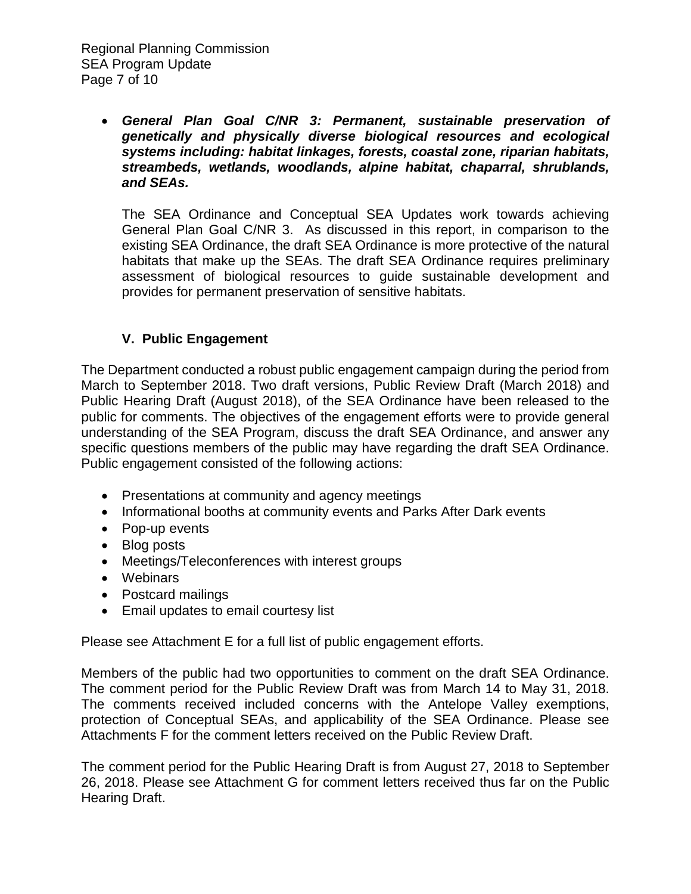- ***General Plan Goal C/NR 3: Permanent, sustainable preservation of genetically and physically diverse biological resources and ecological systems including: habitat linkages, forests, coastal zone, riparian habitats, streambeds, wetlands, woodlands, alpine habitat, chaparral, shrublands, and SEAs.***

  The SEA Ordinance and Conceptual SEA Updates work towards achieving General Plan Goal C/NR 3. As discussed in this report, in comparison to the existing SEA Ordinance, the draft SEA Ordinance is more protective of the natural habitats that make up the SEAs. The draft SEA Ordinance requires preliminary assessment of biological resources to guide sustainable development and provides for permanent preservation of sensitive habitats.

### V. Public Engagement

The Department conducted a robust public engagement campaign during the period from March to September 2018. Two draft versions, Public Review Draft (March 2018) and Public Hearing Draft (August 2018), of the SEA Ordinance have been released to the public for comments. The objectives of the engagement efforts were to provide general understanding of the SEA Program, discuss the draft SEA Ordinance, and answer any specific questions members of the public may have regarding the draft SEA Ordinance. Public engagement consisted of the following actions:

- Presentations at community and agency meetings
- Informational booths at community events and Parks After Dark events
- Pop-up events
- Blog posts
- Meetings/Teleconferences with interest groups
- Webinars
- Postcard mailings
- Email updates to email courtesy list

Please see Attachment E for a full list of public engagement efforts.

Members of the public had two opportunities to comment on the draft SEA Ordinance. The comment period for the Public Review Draft was from March 14 to May 31, 2018. The comments received included concerns with the Antelope Valley exemptions, protection of Conceptual SEAs, and applicability of the SEA Ordinance. Please see Attachments F for the comment letters received on the Public Review Draft.

The comment period for the Public Hearing Draft is from August 27, 2018 to September 26, 2018. Please see Attachment G for comment letters received thus far on the Public Hearing Draft.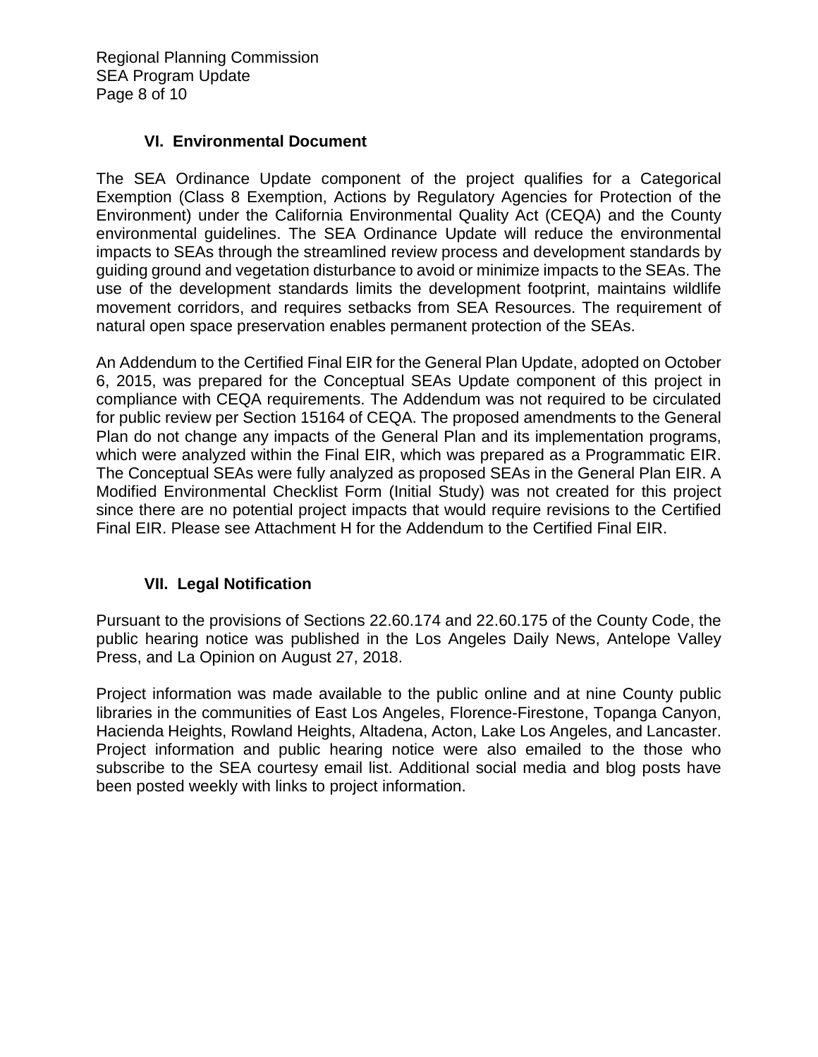## VI. Environmental Document

The SEA Ordinance Update component of the project qualifies for a Categorical Exemption (Class 8 Exemption, Actions by Regulatory Agencies for Protection of the Environment) under the California Environmental Quality Act (CEQA) and the County environmental guidelines. The SEA Ordinance Update will reduce the environmental impacts to SEAs through the streamlined review process and development standards by guiding ground and vegetation disturbance to avoid or minimize impacts to the SEAs. The use of the development standards limits the development footprint, maintains wildlife movement corridors, and requires setbacks from SEA Resources. The requirement of natural open space preservation enables permanent protection of the SEAs.

An Addendum to the Certified Final EIR for the General Plan Update, adopted on October 6, 2015, was prepared for the Conceptual SEAs Update component of this project in compliance with CEQA requirements. The Addendum was not required to be circulated for public review per Section 15164 of CEQA. The proposed amendments to the General Plan do not change any impacts of the General Plan and its implementation programs, which were analyzed within the Final EIR, which was prepared as a Programmatic EIR. The Conceptual SEAs were fully analyzed as proposed SEAs in the General Plan EIR. A Modified Environmental Checklist Form (Initial Study) was not created for this project since there are no potential project impacts that would require revisions to the Certified Final EIR. Please see Attachment H for the Addendum to the Certified Final EIR.

## VII. Legal Notification

Pursuant to the provisions of Sections 22.60.174 and 22.60.175 of the County Code, the public hearing notice was published in the Los Angeles Daily News, Antelope Valley Press, and La Opinion on August 27, 2018.

Project information was made available to the public online and at nine County public libraries in the communities of East Los Angeles, Florence-Firestone, Topanga Canyon, Hacienda Heights, Rowland Heights, Altadena, Acton, Lake Los Angeles, and Lancaster. Project information and public hearing notice were also emailed to the those who subscribe to the SEA courtesy email list. Additional social media and blog posts have been posted weekly with links to project information.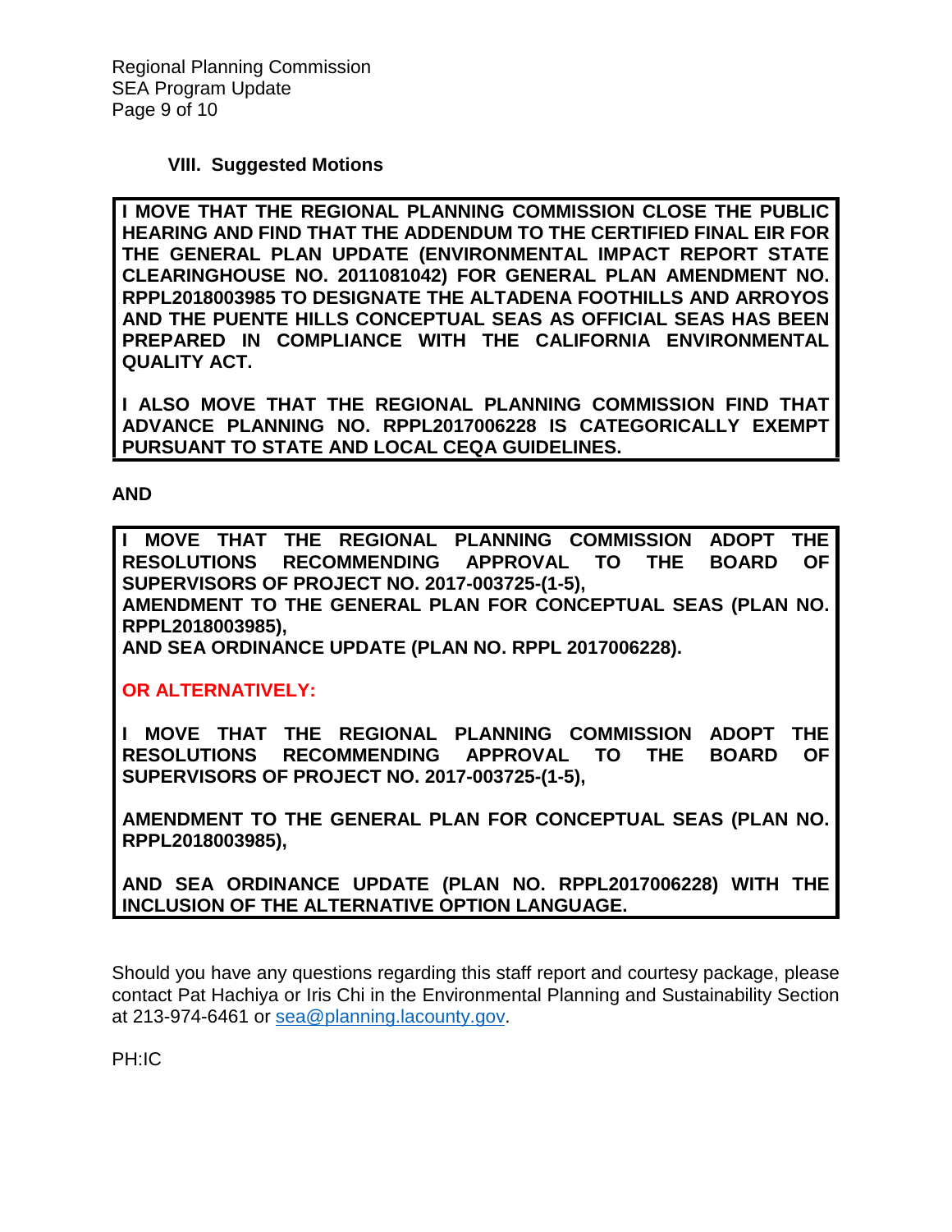### VIII. Suggested Motions

**I MOVE THAT THE REGIONAL PLANNING COMMISSION CLOSE THE PUBLIC HEARING AND FIND THAT THE ADDENDUM TO THE CERTIFIED FINAL EIR FOR THE GENERAL PLAN UPDATE (ENVIRONMENTAL IMPACT REPORT STATE CLEARINGHOUSE NO. 2011081042) FOR GENERAL PLAN AMENDMENT NO. RPPL2018003985 TO DESIGNATE THE ALTADENA FOOTHILLS AND ARROYOS AND THE PUENTE HILLS CONCEPTUAL SEAS AS OFFICIAL SEAS HAS BEEN PREPARED IN COMPLIANCE WITH THE CALIFORNIA ENVIRONMENTAL QUALITY ACT.**

**I ALSO MOVE THAT THE REGIONAL PLANNING COMMISSION FIND THAT ADVANCE PLANNING NO. RPPL2017006228 IS CATEGORICALLY EXEMPT PURSUANT TO STATE AND LOCAL CEQA GUIDELINES.**

**AND**

**I MOVE THAT THE REGIONAL PLANNING COMMISSION ADOPT THE RESOLUTIONS RECOMMENDING APPROVAL TO THE BOARD OF SUPERVISORS OF PROJECT NO. 2017-003725-(1-5),**
**AMENDMENT TO THE GENERAL PLAN FOR CONCEPTUAL SEAS (PLAN NO. RPPL2018003985),**
**AND SEA ORDINANCE UPDATE (PLAN NO. RPPL 2017006228).**

**OR ALTERNATIVELY:**

**I MOVE THAT THE REGIONAL PLANNING COMMISSION ADOPT THE RESOLUTIONS RECOMMENDING APPROVAL TO THE BOARD OF SUPERVISORS OF PROJECT NO. 2017-003725-(1-5),**

**AMENDMENT TO THE GENERAL PLAN FOR CONCEPTUAL SEAS (PLAN NO. RPPL2018003985),**

**AND SEA ORDINANCE UPDATE (PLAN NO. RPPL2017006228) WITH THE INCLUSION OF THE ALTERNATIVE OPTION LANGUAGE.**

Should you have any questions regarding this staff report and courtesy package, please contact Pat Hachiya or Iris Chi in the Environmental Planning and Sustainability Section at 213-974-6461 or sea@planning.lacounty.gov.

PH:IC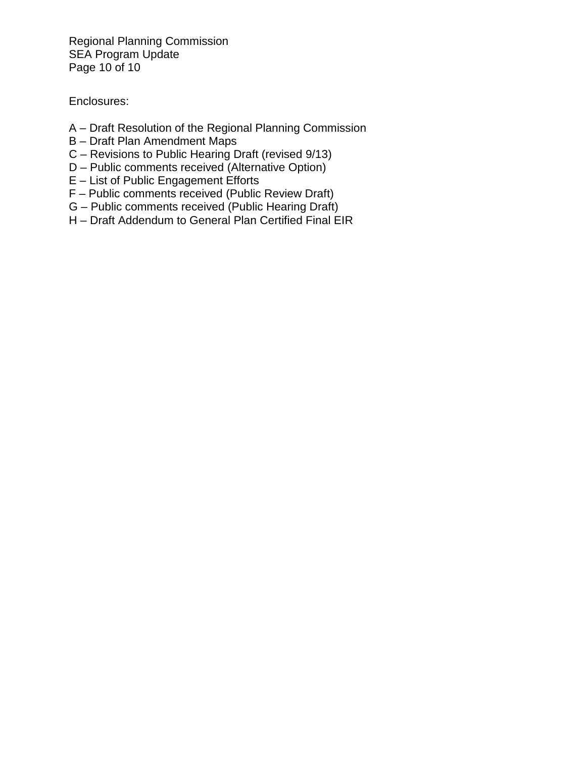Enclosures:

A – Draft Resolution of the Regional Planning Commission
B – Draft Plan Amendment Maps
C – Revisions to Public Hearing Draft (revised 9/13)
D – Public comments received (Alternative Option)
E – List of Public Engagement Efforts
F – Public comments received (Public Review Draft)
G – Public comments received (Public Hearing Draft)
H – Draft Addendum to General Plan Certified Final EIR